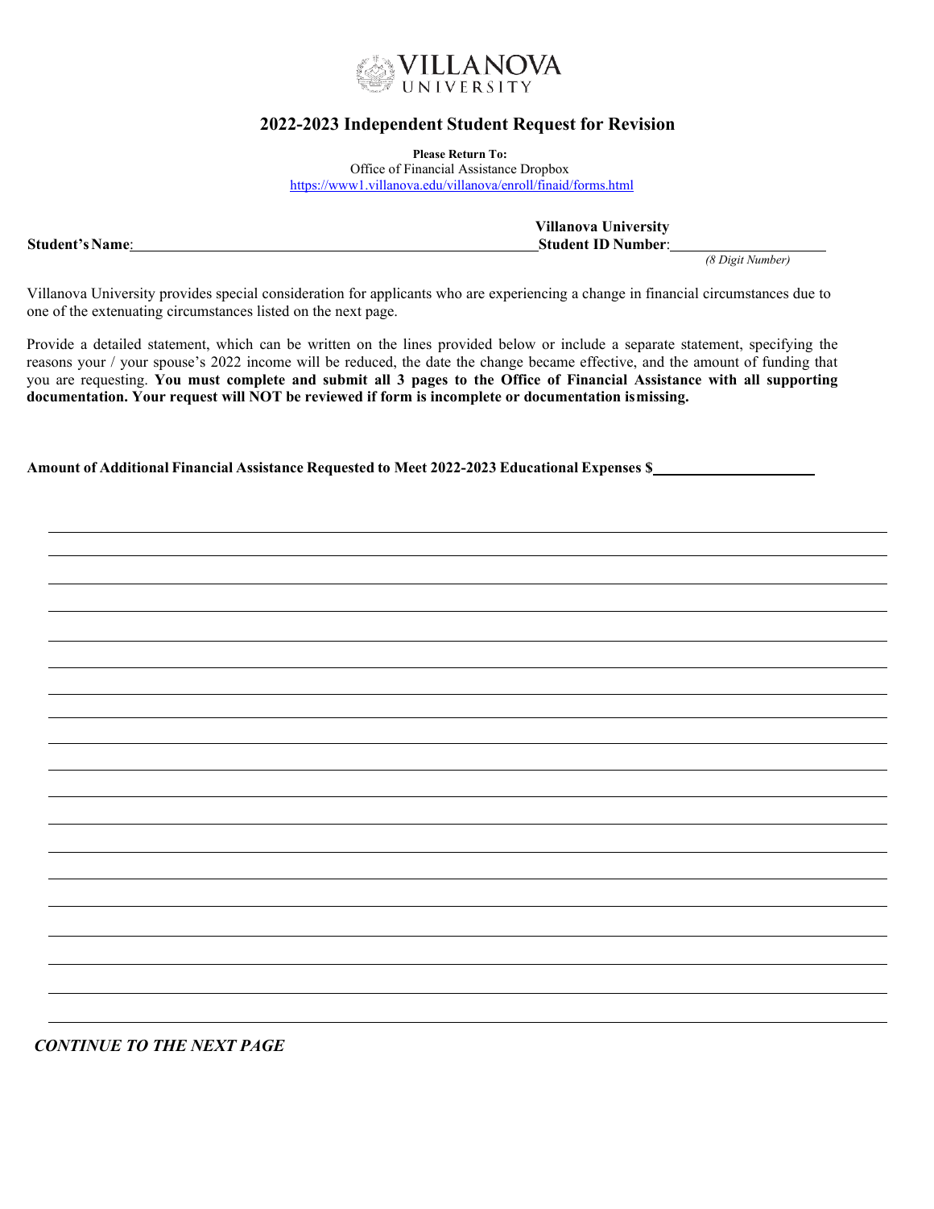# 2022-2023 Independent Student Request for Revision

**Please Return To:**
Office of Financial Assistance Dropbox
https://www1.villanova.edu/villanova/enroll/finaid/forms.html

**Student's Name**: \_\_\_\_\_\_\_\_\_\_\_\_\_\_\_\_\_\_\_\_\_\_\_\_\_\_\_\_\_\_\_\_\_\_\_\_ **Villanova University Student ID Number**: \_\_\_\_\_\_\_\_\_\_\_\_\_\_\_\_
*(8 Digit Number)*

Villanova University provides special consideration for applicants who are experiencing a change in financial circumstances due to one of the extenuating circumstances listed on the next page.

Provide a detailed statement, which can be written on the lines provided below or include a separate statement, specifying the reasons your / your spouse's 2022 income will be reduced, the date the change became effective, and the amount of funding that you are requesting. **You must complete and submit all 3 pages to the Office of Financial Assistance with all supporting documentation. Your request will NOT be reviewed if form is incomplete or documentation is missing.**

**Amount of Additional Financial Assistance Requested to Meet 2022-2023 Educational Expenses $** \_\_\_\_\_\_\_\_\_\_\_\_\_\_\_\_

*CONTINUE TO THE NEXT PAGE*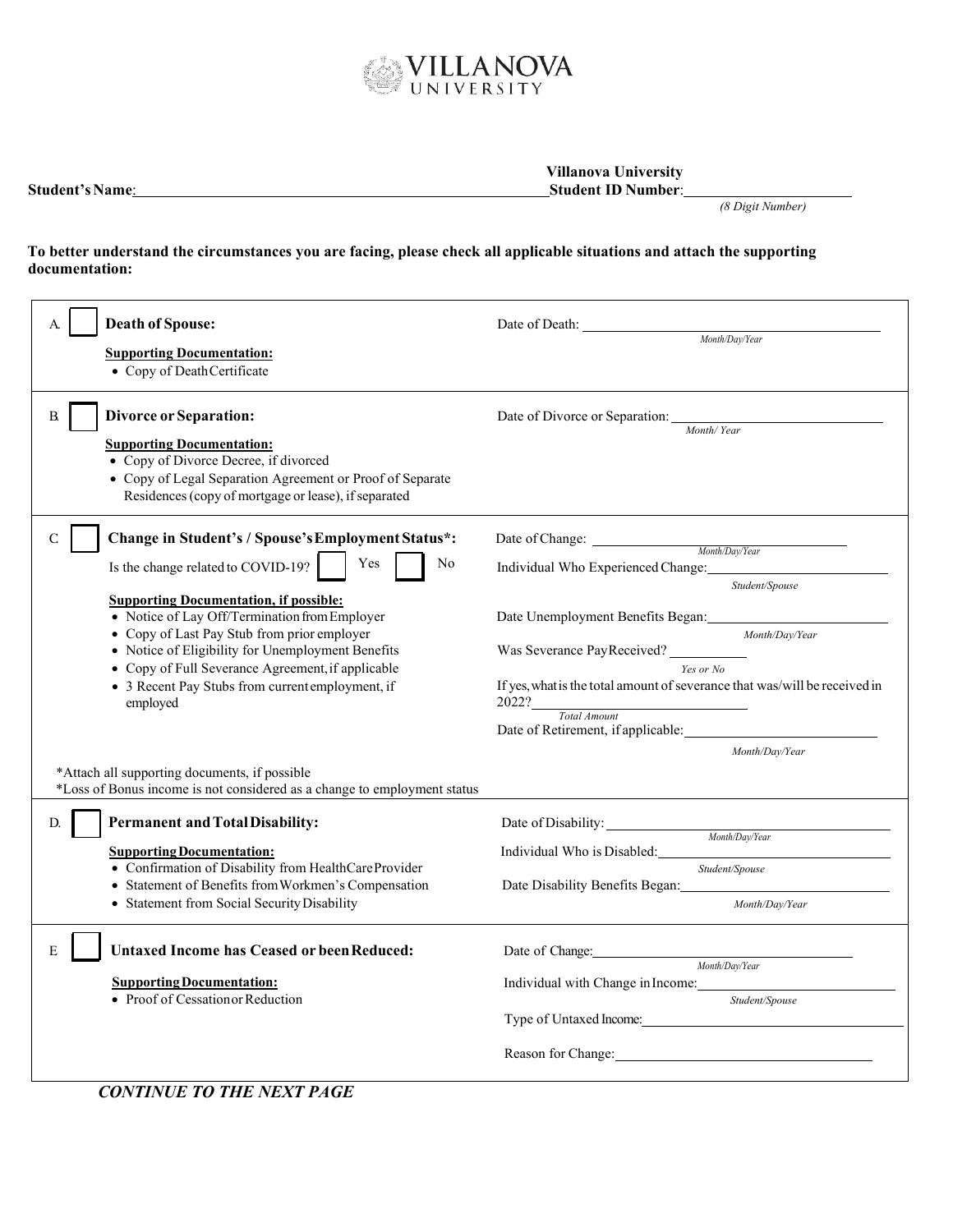# VILLANOVA UNIVERSITY

**Student's Name**:\_\_\_\_\_\_\_\_\_\_\_\_\_\_\_\_\_\_\_\_\_\_\_\_\_\_\_\_\_\_\_\_

**Villanova University Student ID Number**:\_\_\_\_\_\_\_\_\_\_\_\_\_\_\_\_\_\_
*(8 Digit Number)*

**To better understand the circumstances you are facing, please check all applicable situations and attach the supporting documentation:**

---

**A. ☐ Death of Spouse:**

**Supporting Documentation:**
- Copy of Death Certificate

Date of Death: \_\_\_\_\_\_\_\_\_\_\_\_\_\_\_\_\_\_ *Month/Day/Year*

---

**B. ☐ Divorce or Separation:**

**Supporting Documentation:**
- Copy of Divorce Decree, if divorced
- Copy of Legal Separation Agreement or Proof of Separate Residences (copy of mortgage or lease), if separated

Date of Divorce or Separation: \_\_\_\_\_\_\_\_\_\_\_\_\_\_\_\_\_\_ *Month/ Year*

---

**C. ☐ Change in Student's / Spouse's Employment Status\*:**

Is the change related to COVID-19? ☐ Yes ☐ No

**Supporting Documentation, if possible:**
- Notice of Lay Off/Termination from Employer
- Copy of Last Pay Stub from prior employer
- Notice of Eligibility for Unemployment Benefits
- Copy of Full Severance Agreement, if applicable
- 3 Recent Pay Stubs from current employment, if employed

Date of Change: \_\_\_\_\_\_\_\_\_\_\_\_\_\_\_\_\_\_ *Month/Day/Year*

Individual Who Experienced Change: \_\_\_\_\_\_\_\_\_\_\_\_\_\_\_\_\_\_ *Student/Spouse*

Date Unemployment Benefits Began: \_\_\_\_\_\_\_\_\_\_\_\_\_\_\_\_\_\_ *Month/Day/Year*

Was Severance Pay Received? \_\_\_\_\_\_\_\_\_\_ *Yes or No*

If yes, what is the total amount of severance that was/will be received in 2022? \_\_\_\_\_\_\_\_\_\_\_\_\_\_\_\_\_\_ *Total Amount*

Date of Retirement, if applicable: \_\_\_\_\_\_\_\_\_\_\_\_\_\_\_\_\_\_ *Month/Day/Year*

\*Attach all supporting documents, if possible
\*Loss of Bonus income is not considered as a change to employment status

---

**D. ☐ Permanent and Total Disability:**

**Supporting Documentation:**
- Confirmation of Disability from HealthCare Provider
- Statement of Benefits from Workmen's Compensation
- Statement from Social Security Disability

Date of Disability: \_\_\_\_\_\_\_\_\_\_\_\_\_\_\_\_\_\_ *Month/Day/Year*

Individual Who is Disabled: \_\_\_\_\_\_\_\_\_\_\_\_\_\_\_\_\_\_ *Student/Spouse*

Date Disability Benefits Began: \_\_\_\_\_\_\_\_\_\_\_\_\_\_\_\_\_\_ *Month/Day/Year*

---

**E. ☐ Untaxed Income has Ceased or been Reduced:**

**Supporting Documentation:**
- Proof of Cessation or Reduction

Date of Change: \_\_\_\_\_\_\_\_\_\_\_\_\_\_\_\_\_\_ *Month/Day/Year*

Individual with Change in Income: \_\_\_\_\_\_\_\_\_\_\_\_\_\_\_\_\_\_ *Student/Spouse*

Type of Untaxed Income: \_\_\_\_\_\_\_\_\_\_\_\_\_\_\_\_\_\_

Reason for Change: \_\_\_\_\_\_\_\_\_\_\_\_\_\_\_\_\_\_

---

***CONTINUE TO THE NEXT PAGE***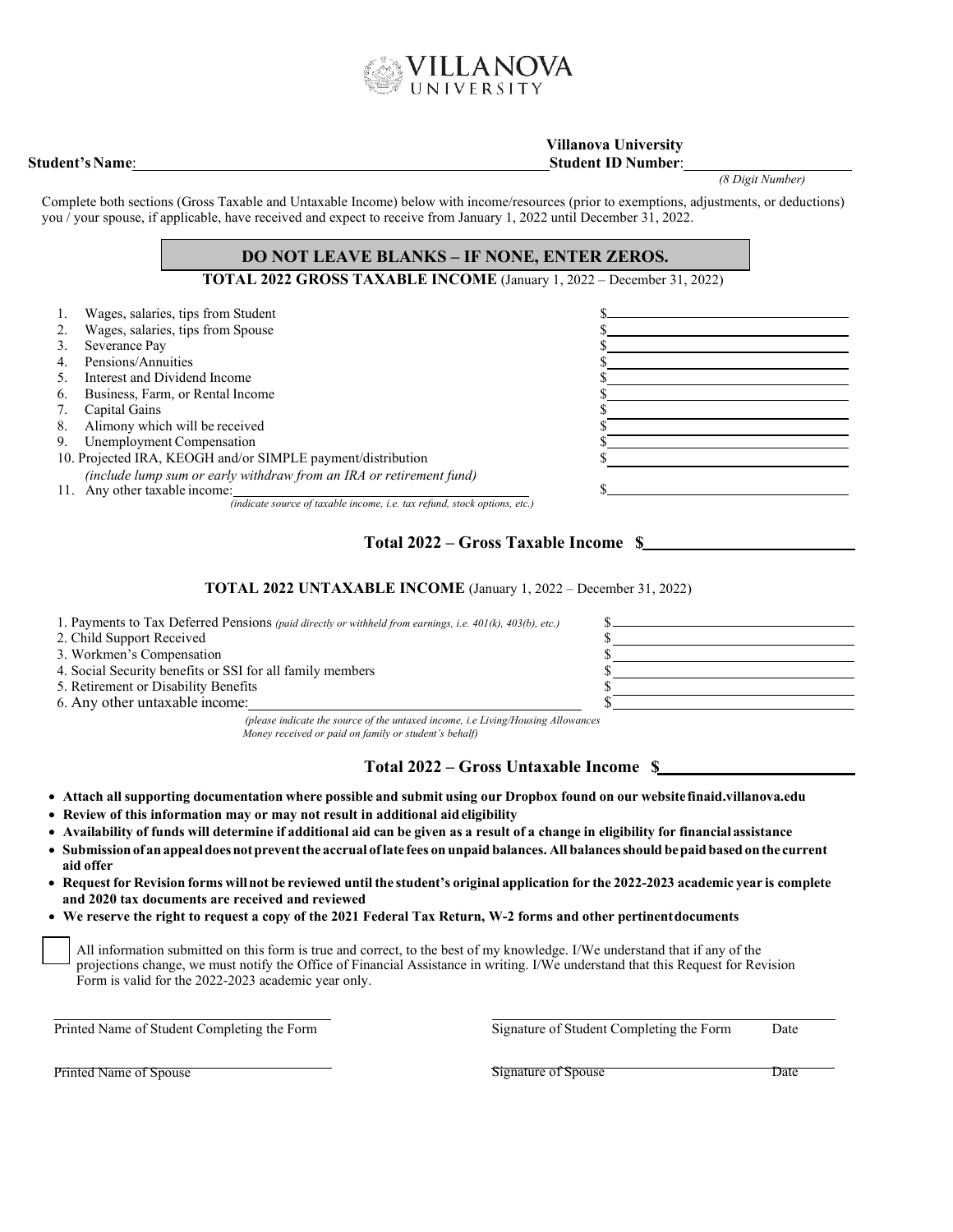VILLANOVA UNIVERSITY

**Student's Name**: ______________________________ **Villanova University Student ID Number**: ____________________
*(8 Digit Number)*

Complete both sections (Gross Taxable and Untaxable Income) below with income/resources (prior to exemptions, adjustments, or deductions) you / your spouse, if applicable, have received and expect to receive from January 1, 2022 until December 31, 2022.

## DO NOT LEAVE BLANKS – IF NONE, ENTER ZEROS.

### TOTAL 2022 GROSS TAXABLE INCOME (January 1, 2022 – December 31, 2022)

1. Wages, salaries, tips from Student $____________________
2. Wages, salaries, tips from Spouse $____________________
3. Severance Pay $____________________
4. Pensions/Annuities $____________________
5. Interest and Dividend Income $____________________
6. Business, Farm, or Rental Income $____________________
7. Capital Gains $____________________
8. Alimony which will be received $____________________
9. Unemployment Compensation $____________________
10. Projected IRA, KEOGH and/or SIMPLE payment/distribution $____________________
    *(include lump sum or early withdraw from an IRA or retirement fund)*
11. Any other taxable income: ____________________ $____________________
    *(indicate source of taxable income, i.e. tax refund, stock options, etc.)*

**Total 2022 – Gross Taxable Income $____________________**

### TOTAL 2022 UNTAXABLE INCOME (January 1, 2022 – December 31, 2022)

1. Payments to Tax Deferred Pensions *(paid directly or withheld from earnings, i.e. 401(k), 403(b), etc.)* $____________________
2. Child Support Received $____________________
3. Workmen's Compensation $____________________
4. Social Security benefits or SSI for all family members $____________________
5. Retirement or Disability Benefits $____________________
6. Any other untaxable income: ____________________ $____________________
   *(please indicate the source of the untaxed income, i.e Living/Housing Allowances Money received or paid on family or student's behalf)*

**Total 2022 – Gross Untaxable Income $____________________**

- **Attach all supporting documentation where possible and submit using our Dropbox found on our website finaid.villanova.edu**
- **Review of this information may or may not result in additional aid eligibility**
- **Availability of funds will determine if additional aid can be given as a result of a change in eligibility for financial assistance**
- **Submission of an appeal does not prevent the accrual of late fees on unpaid balances. All balances should be paid based on the current aid offer**
- **Request for Revision forms will not be reviewed until the student's original application for the 2022-2023 academic year is complete and 2020 tax documents are received and reviewed**
- **We reserve the right to request a copy of the 2021 Federal Tax Return, W-2 forms and other pertinent documents**

☐ All information submitted on this form is true and correct, to the best of my knowledge. I/We understand that if any of the projections change, we must notify the Office of Financial Assistance in writing. I/We understand that this Request for Revision Form is valid for the 2022-2023 academic year only.

____________________ Printed Name of Student Completing the Form

____________________ Signature of Student Completing the Form Date

____________________ Printed Name of Spouse

____________________ Signature of Spouse Date